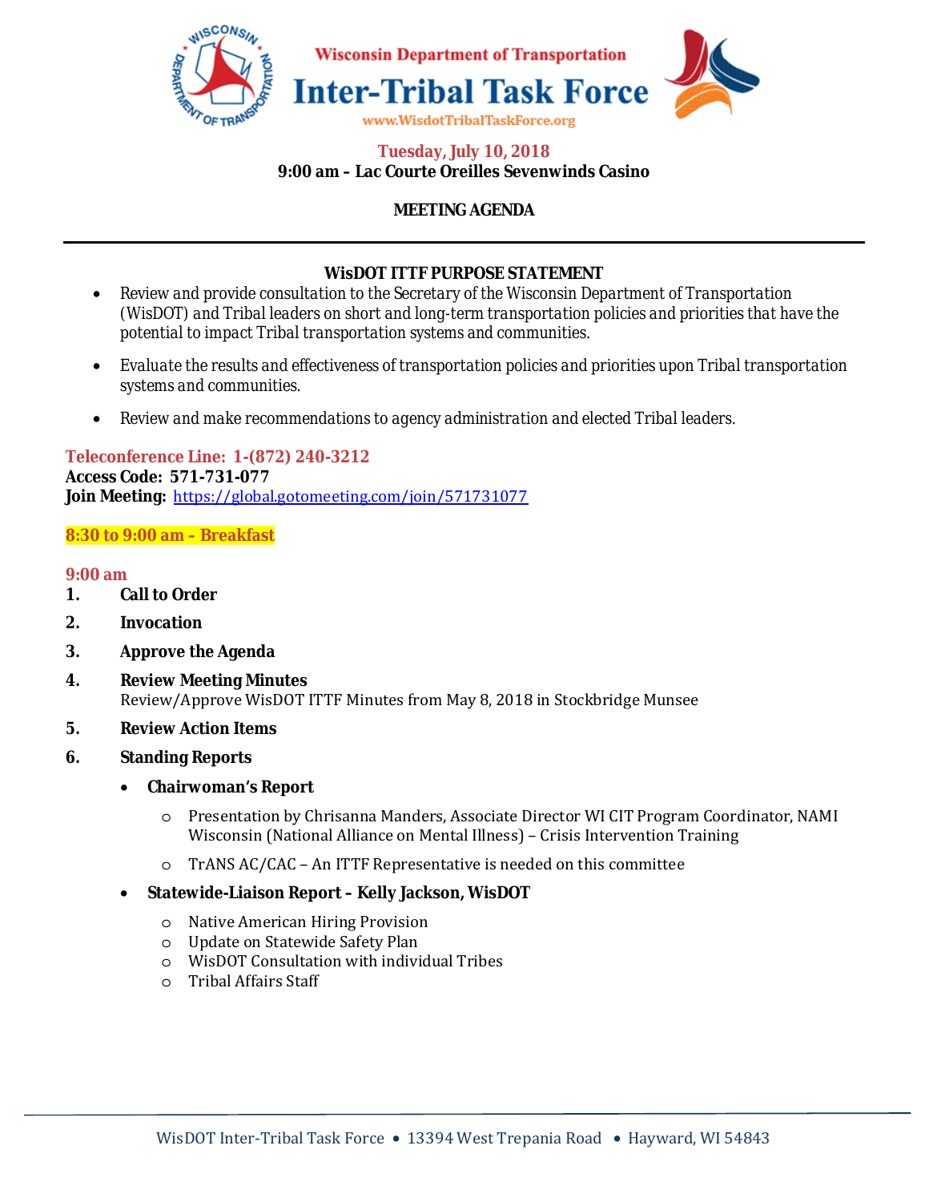# Wisconsin Department of Transportation Inter-Tribal Task Force

www.WisdotTribalTaskForce.org

**Tuesday, July 10, 2018**

**9:00 am – Lac Courte Oreilles Sevenwinds Casino**

**MEETING AGENDA**

---

**WisDOT ITTF PURPOSE STATEMENT**

- Review and provide consultation to the Secretary of the Wisconsin Department of Transportation (WisDOT) and Tribal leaders on short and long-term transportation policies and priorities that have the potential to impact Tribal transportation systems and communities.
- Evaluate the results and effectiveness of transportation policies and priorities upon Tribal transportation systems and communities.
- Review and make recommendations to agency administration and elected Tribal leaders.

**Teleconference Line: 1-(872) 240-3212**
**Access Code: 571-731-077**
**Join Meeting:** https://global.gotomeeting.com/join/571731077

**8:30 to 9:00 am – Breakfast**

**9:00 am**

1. **Call to Order**
2. **Invocation**
3. **Approve the Agenda**
4. **Review Meeting Minutes**
   Review/Approve WisDOT ITTF Minutes from May 8, 2018 in Stockbridge Munsee
5. **Review Action Items**
6. **Standing Reports**
   - **Chairwoman's Report**
     - Presentation by Chrisanna Manders, Associate Director WI CIT Program Coordinator, NAMI Wisconsin (National Alliance on Mental Illness) – Crisis Intervention Training
     - TrANS AC/CAC – An ITTF Representative is needed on this committee
   - **Statewide-Liaison Report – Kelly Jackson, WisDOT**
     - Native American Hiring Provision
     - Update on Statewide Safety Plan
     - WisDOT Consultation with individual Tribes
     - Tribal Affairs Staff

WisDOT Inter-Tribal Task Force • 13394 West Trepania Road • Hayward, WI 54843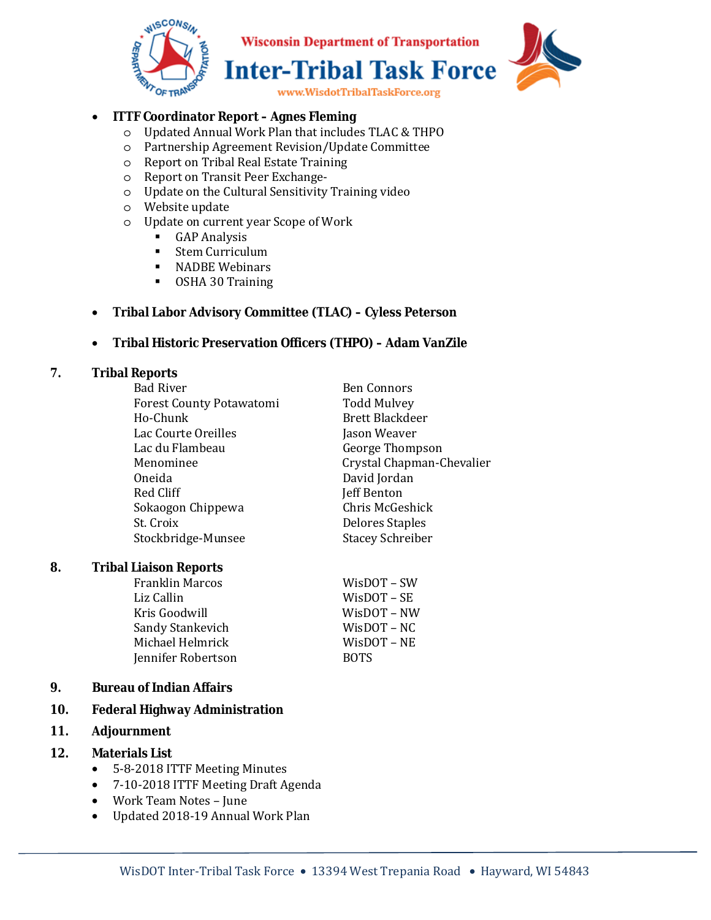- **ITTF Coordinator Report – Agnes Fleming**
  - Updated Annual Work Plan that includes TLAC & THPO
  - Partnership Agreement Revision/Update Committee
  - Report on Tribal Real Estate Training
  - Report on Transit Peer Exchange-
  - Update on the Cultural Sensitivity Training video
  - Website update
  - Update on current year Scope of Work
    - GAP Analysis
    - Stem Curriculum
    - NADBE Webinars
    - OSHA 30 Training

- **Tribal Labor Advisory Committee (TLAC) – Cyless Peterson**

- **Tribal Historic Preservation Officers (THPO) – Adam VanZile**

**7. Tribal Reports**

| | |
|---|---|
| Bad River | Ben Connors |
| Forest County Potawatomi | Todd Mulvey |
| Ho-Chunk | Brett Blackdeer |
| Lac Courte Oreilles | Jason Weaver |
| Lac du Flambeau | George Thompson |
| Menominee | Crystal Chapman-Chevalier |
| Oneida | David Jordan |
| Red Cliff | Jeff Benton |
| Sokaogon Chippewa | Chris McGeshick |
| St. Croix | Delores Staples |
| Stockbridge-Munsee | Stacey Schreiber |

**8. Tribal Liaison Reports**

| | |
|---|---|
| Franklin Marcos | WisDOT – SW |
| Liz Callin | WisDOT – SE |
| Kris Goodwill | WisDOT – NW |
| Sandy Stankevich | WisDOT – NC |
| Michael Helmrick | WisDOT – NE |
| Jennifer Robertson | BOTS |

**9. Bureau of Indian Affairs**

**10. Federal Highway Administration**

**11. Adjournment**

**12. Materials List**

- 5-8-2018 ITTF Meeting Minutes
- 7-10-2018 ITTF Meeting Draft Agenda
- Work Team Notes – June
- Updated 2018-19 Annual Work Plan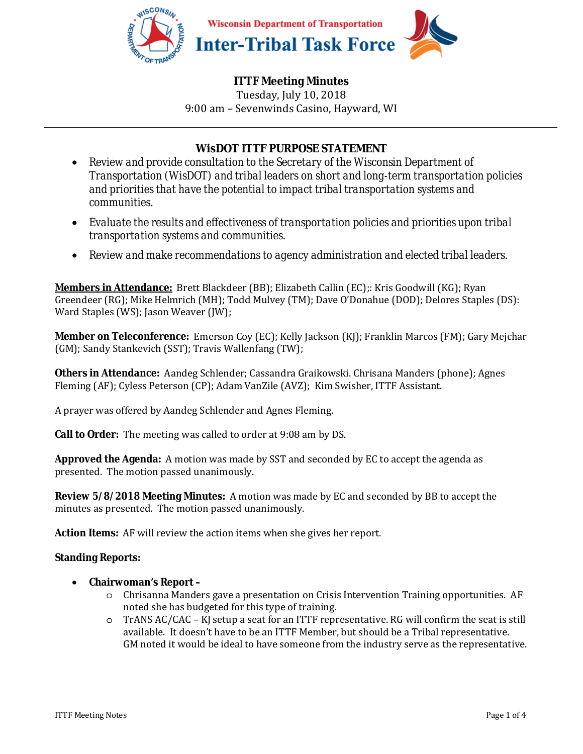Wisconsin Department of Transportation

# Inter-Tribal Task Force

## ITTF Meeting Minutes

Tuesday, July 10, 2018
9:00 am – Sevenwinds Casino, Hayward, WI

---

### WisDOT ITTF PURPOSE STATEMENT

- Review and provide consultation to the Secretary of the Wisconsin Department of Transportation (WisDOT) and tribal leaders on short and long-term transportation policies and priorities that have the potential to impact tribal transportation systems and communities.
- Evaluate the results and effectiveness of transportation policies and priorities upon tribal transportation systems and communities.
- Review and make recommendations to agency administration and elected tribal leaders.

**Members in Attendance:** Brett Blackdeer (BB); Elizabeth Callin (EC);: Kris Goodwill (KG); Ryan Greendeer (RG); Mike Helmrich (MH); Todd Mulvey (TM); Dave O'Donahue (DOD); Delores Staples (DS): Ward Staples (WS); Jason Weaver (JW);

**Member on Teleconference:** Emerson Coy (EC); Kelly Jackson (KJ); Franklin Marcos (FM); Gary Mejchar (GM); Sandy Stankevich (SST); Travis Wallenfang (TW);

**Others in Attendance:** Aandeg Schlender; Cassandra Graikowski. Chrisana Manders (phone); Agnes Fleming (AF); Cyless Peterson (CP); Adam VanZile (AVZ); Kim Swisher, ITTF Assistant.

A prayer was offered by Aandeg Schlender and Agnes Fleming.

**Call to Order:** The meeting was called to order at 9:08 am by DS.

**Approved the Agenda:** A motion was made by SST and seconded by EC to accept the agenda as presented. The motion passed unanimously.

**Review 5/8/2018 Meeting Minutes:** A motion was made by EC and seconded by BB to accept the minutes as presented. The motion passed unanimously.

**Action Items:** AF will review the action items when she gives her report.

**Standing Reports:**

- **Chairwoman's Report –**
  - Chrisanna Manders gave a presentation on Crisis Intervention Training opportunities. AF noted she has budgeted for this type of training.
  - TrANS AC/CAC – KJ setup a seat for an ITTF representative. RG will confirm the seat is still available. It doesn't have to be an ITTF Member, but should be a Tribal representative. GM noted it would be ideal to have someone from the industry serve as the representative.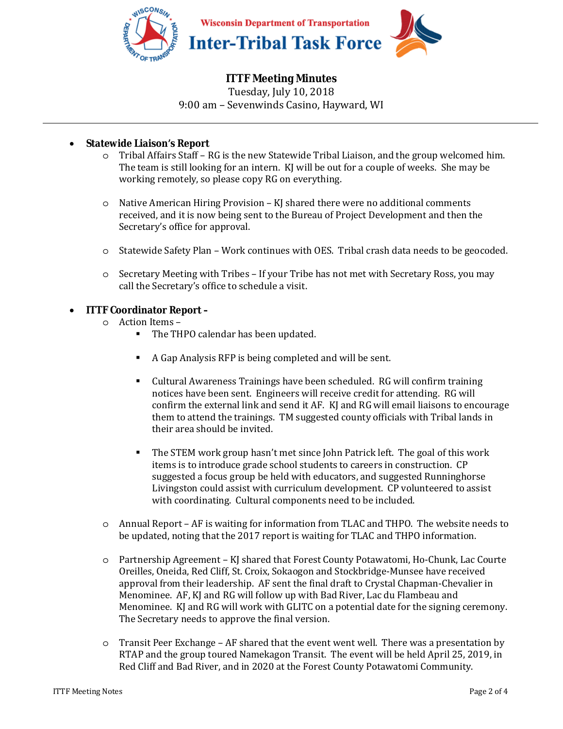# ITTF Meeting Minutes

Tuesday, July 10, 2018

9:00 am – Sevenwinds Casino, Hayward, WI

---

- **Statewide Liaison's Report**
  - Tribal Affairs Staff – RG is the new Statewide Tribal Liaison, and the group welcomed him. The team is still looking for an intern. KJ will be out for a couple of weeks. She may be working remotely, so please copy RG on everything.
  - Native American Hiring Provision – KJ shared there were no additional comments received, and it is now being sent to the Bureau of Project Development and then the Secretary's office for approval.
  - Statewide Safety Plan – Work continues with OES. Tribal crash data needs to be geocoded.
  - Secretary Meeting with Tribes – If your Tribe has not met with Secretary Ross, you may call the Secretary's office to schedule a visit.

- **ITTF Coordinator Report -**
  - Action Items –
    - The THPO calendar has been updated.
    - A Gap Analysis RFP is being completed and will be sent.
    - Cultural Awareness Trainings have been scheduled. RG will confirm training notices have been sent. Engineers will receive credit for attending. RG will confirm the external link and send it AF. KJ and RG will email liaisons to encourage them to attend the trainings. TM suggested county officials with Tribal lands in their area should be invited.
    - The STEM work group hasn't met since John Patrick left. The goal of this work items is to introduce grade school students to careers in construction. CP suggested a focus group be held with educators, and suggested Runninghorse Livingston could assist with curriculum development. CP volunteered to assist with coordinating. Cultural components need to be included.
  - Annual Report – AF is waiting for information from TLAC and THPO. The website needs to be updated, noting that the 2017 report is waiting for TLAC and THPO information.
  - Partnership Agreement – KJ shared that Forest County Potawatomi, Ho-Chunk, Lac Courte Oreilles, Oneida, Red Cliff, St. Croix, Sokaogon and Stockbridge-Munsee have received approval from their leadership. AF sent the final draft to Crystal Chapman-Chevalier in Menominee. AF, KJ and RG will follow up with Bad River, Lac du Flambeau and Menominee. KJ and RG will work with GLITC on a potential date for the signing ceremony. The Secretary needs to approve the final version.
  - Transit Peer Exchange – AF shared that the event went well. There was a presentation by RTAP and the group toured Namekagon Transit. The event will be held April 25, 2019, in Red Cliff and Bad River, and in 2020 at the Forest County Potawatomi Community.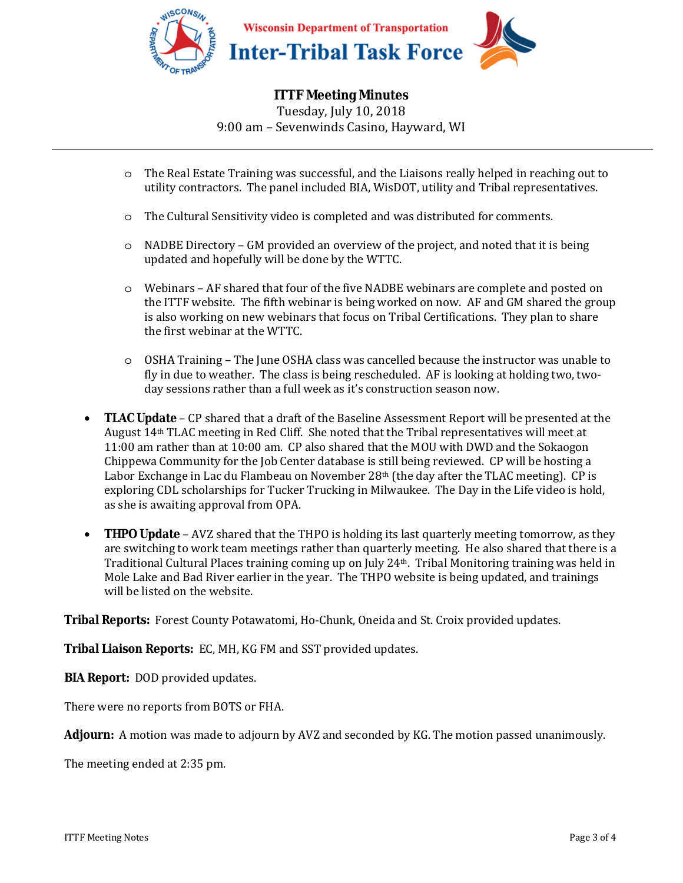- The Real Estate Training was successful, and the Liaisons really helped in reaching out to utility contractors. The panel included BIA, WisDOT, utility and Tribal representatives.

- The Cultural Sensitivity video is completed and was distributed for comments.

- NADBE Directory – GM provided an overview of the project, and noted that it is being updated and hopefully will be done by the WTTC.

- Webinars – AF shared that four of the five NADBE webinars are complete and posted on the ITTF website. The fifth webinar is being worked on now. AF and GM shared the group is also working on new webinars that focus on Tribal Certifications. They plan to share the first webinar at the WTTC.

- OSHA Training – The June OSHA class was cancelled because the instructor was unable to fly in due to weather. The class is being rescheduled. AF is looking at holding two, two-day sessions rather than a full week as it's construction season now.

- **TLAC Update** – CP shared that a draft of the Baseline Assessment Report will be presented at the August 14th TLAC meeting in Red Cliff. She noted that the Tribal representatives will meet at 11:00 am rather than at 10:00 am. CP also shared that the MOU with DWD and the Sokaogon Chippewa Community for the Job Center database is still being reviewed. CP will be hosting a Labor Exchange in Lac du Flambeau on November 28th (the day after the TLAC meeting). CP is exploring CDL scholarships for Tucker Trucking in Milwaukee. The Day in the Life video is hold, as she is awaiting approval from OPA.

- **THPO Update** – AVZ shared that the THPO is holding its last quarterly meeting tomorrow, as they are switching to work team meetings rather than quarterly meeting. He also shared that there is a Traditional Cultural Places training coming up on July 24th. Tribal Monitoring training was held in Mole Lake and Bad River earlier in the year. The THPO website is being updated, and trainings will be listed on the website.

**Tribal Reports:** Forest County Potawatomi, Ho-Chunk, Oneida and St. Croix provided updates.

**Tribal Liaison Reports:** EC, MH, KG FM and SST provided updates.

**BIA Report:** DOD provided updates.

There were no reports from BOTS or FHA.

**Adjourn:** A motion was made to adjourn by AVZ and seconded by KG. The motion passed unanimously.

The meeting ended at 2:35 pm.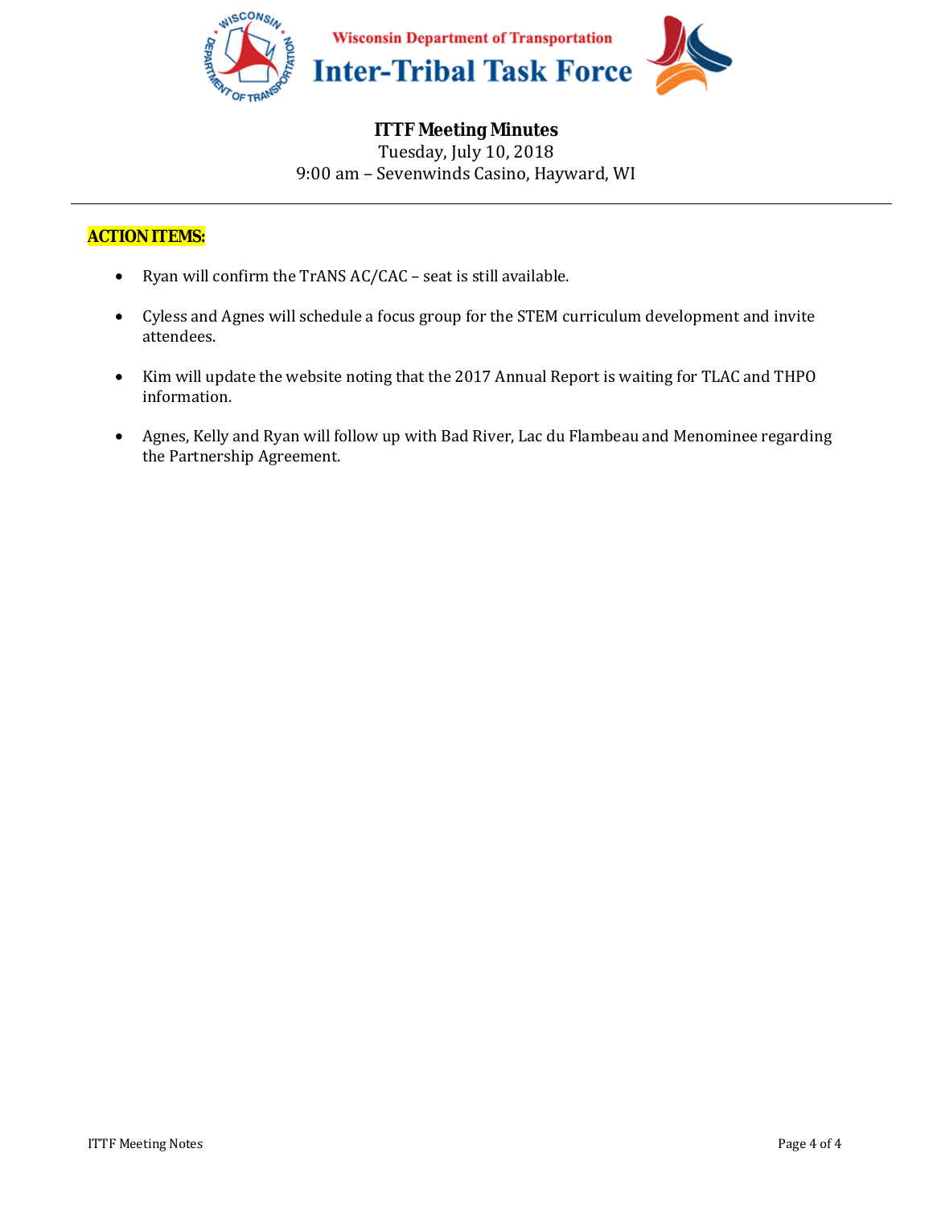# ITTF Meeting Minutes

Tuesday, July 10, 2018

9:00 am – Sevenwinds Casino, Hayward, WI

---

**ACTION ITEMS:**

- Ryan will confirm the TrANS AC/CAC – seat is still available.
- Cyless and Agnes will schedule a focus group for the STEM curriculum development and invite attendees.
- Kim will update the website noting that the 2017 Annual Report is waiting for TLAC and THPO information.
- Agnes, Kelly and Ryan will follow up with Bad River, Lac du Flambeau and Menominee regarding the Partnership Agreement.